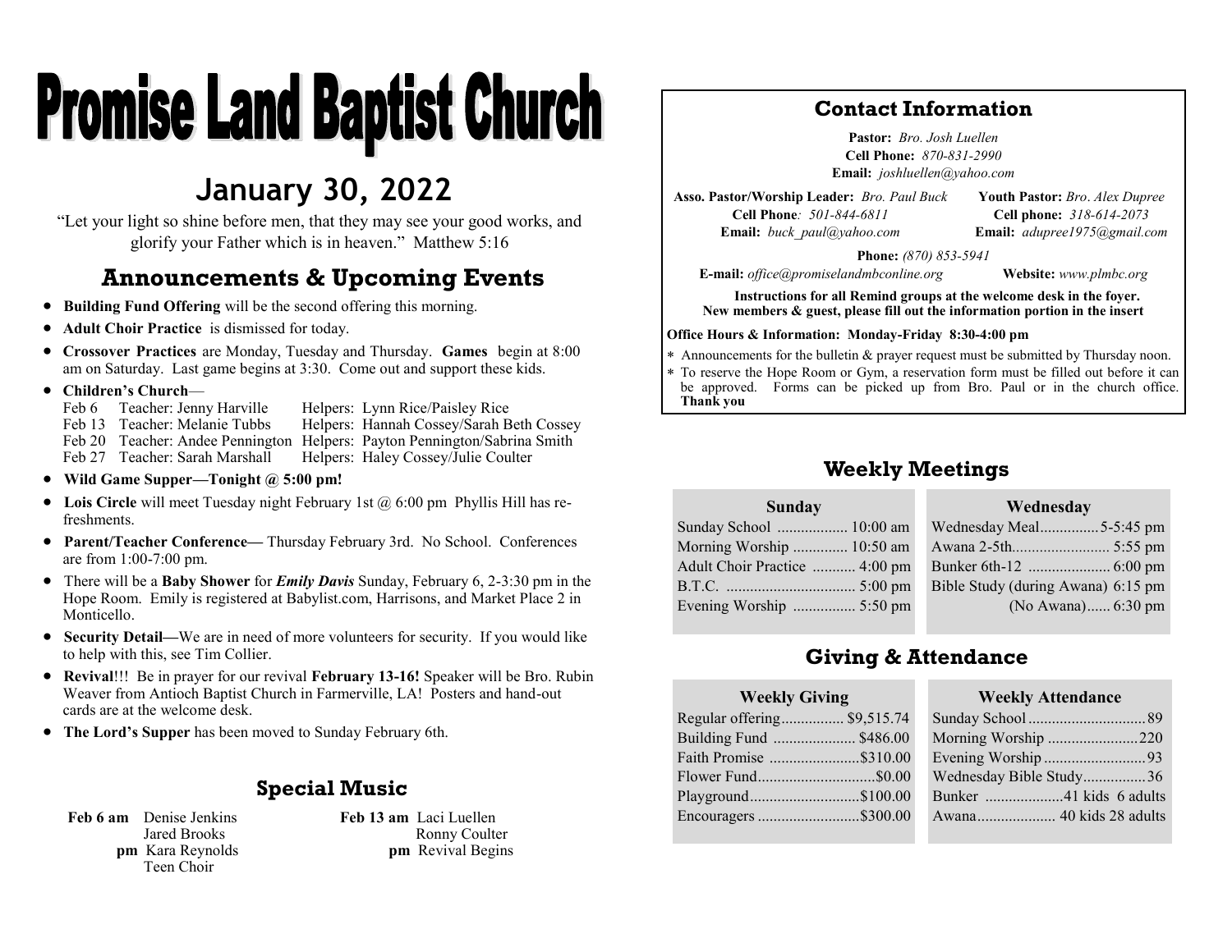# Promise Land Baptist Church

## January 30, 2022

"Let your light so shine before men, that they may see your good works, and glorify your Father which is in heaven." Matthew 5:16

## Announcements & Upcoming Events

- **Building Fund Offering** will be the second offering this morning.
- **Adult Choir Practice** is dismissed for today.
- **Crossover Practices** are Monday, Tuesday and Thursday. **Games** begin at 8:00 am on Saturday. Last game begins at 3:30. Come out and support these kids.
- **Children's Church**—

| Date | Teacher | Helpers |
|---|---|---|
| Feb 6 | Teacher: Jenny Harville | Helpers: Lynn Rice/Paisley Rice |
| Feb 13 | Teacher: Melanie Tubbs | Helpers: Hannah Cossey/Sarah Beth Cossey |
| Feb 20 | Teacher: Andee Pennington | Helpers: Payton Pennington/Sabrina Smith |
| Feb 27 | Teacher: Sarah Marshall | Helpers: Haley Cossey/Julie Coulter |

- **Wild Game Supper—Tonight @ 5:00 pm!**
- **Lois Circle** will meet Tuesday night February 1st @ 6:00 pm Phyllis Hill has refreshments.
- **Parent/Teacher Conference—** Thursday February 3rd. No School. Conferences are from 1:00-7:00 pm.
- There will be a **Baby Shower** for ***Emily Davis*** Sunday, February 6, 2-3:30 pm in the Hope Room. Emily is registered at Babylist.com, Harrisons, and Market Place 2 in Monticello.
- **Security Detail—**We are in need of more volunteers for security. If you would like to help with this, see Tim Collier.
- **Revival**!!! Be in prayer for our revival **February 13-16!** Speaker will be Bro. Rubin Weaver from Antioch Baptist Church in Farmerville, LA! Posters and hand-out cards are at the welcome desk.
- **The Lord's Supper** has been moved to Sunday February 6th.

## Special Music

**Feb 6 am** Denise Jenkins
Jared Brooks
**pm** Kara Reynolds
Teen Choir

**Feb 13 am** Laci Luellen
Ronny Coulter
**pm** Revival Begins

## Contact Information

**Pastor:** *Bro. Josh Luellen*
**Cell Phone:** *870-831-2990*
**Email:** *joshluellen@yahoo.com*

**Asso. Pastor/Worship Leader:** *Bro. Paul Buck*
**Cell Phone:** *501-844-6811*
**Email:** *buck_paul@yahoo.com*

**Youth Pastor:** *Bro. Alex Dupree*
**Cell phone:** *318-614-2073*
**Email:** *adupree1975@gmail.com*

**Phone:** *(870) 853-5941*
**E-mail:** *office@promiselandmbconline.org* **Website:** *www.plmbc.org*

**Instructions for all Remind groups at the welcome desk in the foyer.**
**New members & guest, please fill out the information portion in the insert**

**Office Hours & Information: Monday-Friday 8:30-4:00 pm**

- Announcements for the bulletin & prayer request must be submitted by Thursday noon.
- To reserve the Hope Room or Gym, a reservation form must be filled out before it can be approved. Forms can be picked up from Bro. Paul or in the church office. **Thank you**

## Weekly Meetings

| Sunday | |
|---|---|
| Sunday School | 10:00 am |
| Morning Worship | 10:50 am |
| Adult Choir Practice | 4:00 pm |
| B.T.C. | 5:00 pm |
| Evening Worship | 5:50 pm |

| Wednesday | |
|---|---|
| Wednesday Meal | 5-5:45 pm |
| Awana 2-5th | 5:55 pm |
| Bunker 6th-12 | 6:00 pm |
| Bible Study (during Awana) | 6:15 pm |
| (No Awana) | 6:30 pm |

## Giving & Attendance

| Weekly Giving | |
|---|---|
| Regular offering | $9,515.74 |
| Building Fund | $486.00 |
| Faith Promise | $310.00 |
| Flower Fund | $0.00 |
| Playground | $100.00 |
| Encouragers | $300.00 |

| Weekly Attendance | |
|---|---|
| Sunday School | 89 |
| Morning Worship | 220 |
| Evening Worship | 93 |
| Wednesday Bible Study | 36 |
| Bunker | 41 kids 6 adults |
| Awana | 40 kids 28 adults |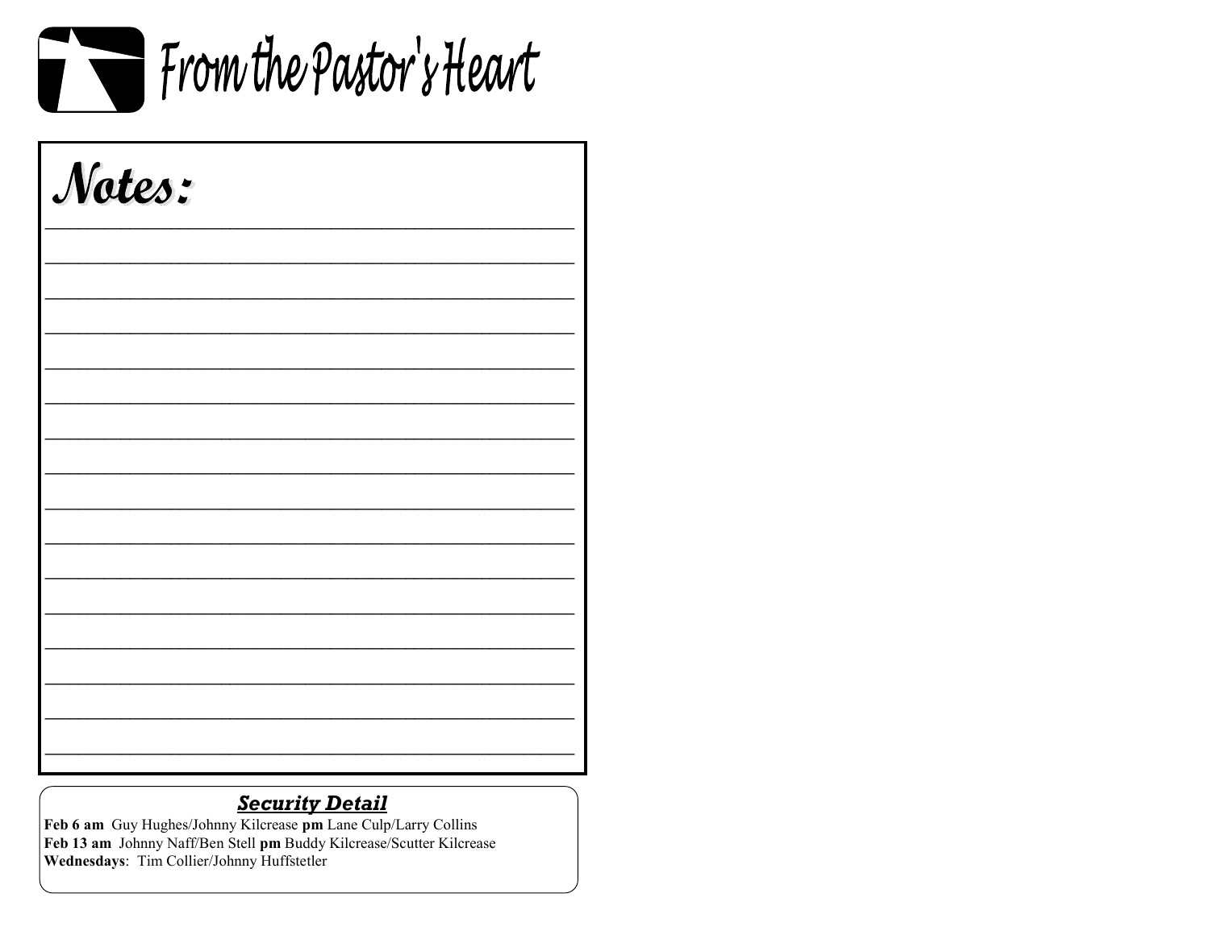# From the Pastor's Heart

## Notes:

________________________________________________

________________________________________________

________________________________________________

________________________________________________

________________________________________________

________________________________________________

________________________________________________

________________________________________________

________________________________________________

________________________________________________

________________________________________________

________________________________________________

________________________________________________

________________________________________________

________________________________________________

________________________________________________

### ***Security Detail***

**Feb 6 am** Guy Hughes/Johnny Kilcrease **pm** Lane Culp/Larry Collins
**Feb 13 am** Johnny Naff/Ben Stell **pm** Buddy Kilcrease/Scutter Kilcrease
**Wednesdays**: Tim Collier/Johnny Huffstetler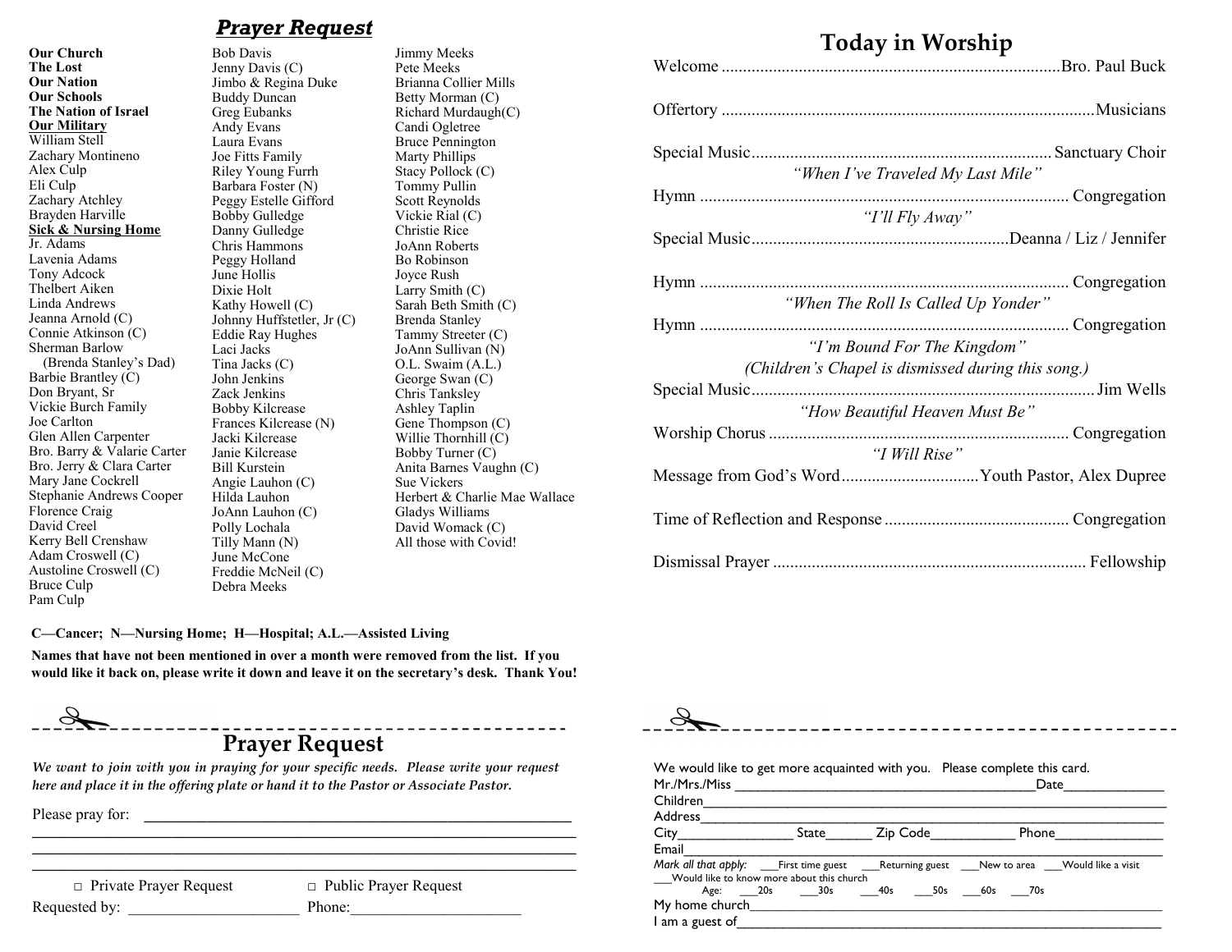## *Prayer Request*

**Our Church**
**The Lost**
**Our Nation**
**Our Schools**
**The Nation of Israel**
**Our Military**

William Stell
Zachary Montineno
Alex Culp
Eli Culp
Zachary Atchley
Brayden Harville

**Sick & Nursing Home**

Jr. Adams
Lavenia Adams
Tony Adcock
Thelbert Aiken
Linda Andrews
Jeanna Arnold (C)
Connie Atkinson (C)
Sherman Barlow
(Brenda Stanley's Dad)
Barbie Brantley (C)
Don Bryant, Sr
Vickie Burch Family
Joe Carlton
Glen Allen Carpenter
Bro. Barry & Valarie Carter
Bro. Jerry & Clara Carter
Mary Jane Cockrell
Stephanie Andrews Cooper
Florence Craig
David Creel
Kerry Bell Crenshaw
Adam Croswell (C)
Austoline Croswell (C)
Bruce Culp
Pam Culp
Bob Davis
Jenny Davis (C)
Jimbo & Regina Duke
Buddy Duncan
Greg Eubanks
Andy Evans
Laura Evans
Joe Fitts Family
Riley Young Furrh
Barbara Foster (N)
Peggy Estelle Gifford
Bobby Gulledge
Danny Gulledge
Chris Hammons
Peggy Holland
June Hollis
Dixie Holt
Kathy Howell (C)
Johnny Huffstetler, Jr (C)
Eddie Ray Hughes
Laci Jacks
Tina Jacks (C)
John Jenkins
Zack Jenkins
Bobby Kilcrease
Frances Kilcrease (N)
Jacki Kilcrease
Janie Kilcrease
Bill Kurstein
Angie Lauhon (C)
Hilda Lauhon
JoAnn Lauhon (C)
Polly Lochala
Tilly Mann (N)
June McCone
Freddie McNeil (C)
Debra Meeks
Jimmy Meeks
Pete Meeks
Brianna Collier Mills
Betty Morman (C)
Richard Murdaugh(C)
Candi Ogletree
Bruce Pennington
Marty Phillips
Stacy Pollock (C)
Tommy Pullin
Scott Reynolds
Vickie Rial (C)
Christie Rice
JoAnn Roberts
Bo Robinson
Joyce Rush
Larry Smith (C)
Sarah Beth Smith (C)
Brenda Stanley
Tammy Streeter (C)
JoAnn Sullivan (N)
O.L. Swaim (A.L.)
George Swan (C)
Chris Tanksley
Ashley Taplin
Gene Thompson (C)
Willie Thornhill (C)
Bobby Turner (C)
Anita Barnes Vaughn (C)
Sue Vickers
Herbert & Charlie Mae Wallace
Gladys Williams
David Womack (C)
All those with Covid!

**C—Cancer; N—Nursing Home; H—Hospital; A.L.—Assisted Living**

**Names that have not been mentioned in over a month were removed from the list. If you would like it back on, please write it down and leave it on the secretary's desk. Thank You!**

---

## Prayer Request

***We want to join with you in praying for your specific needs. Please write your request here and place it in the offering plate or hand it to the Pastor or Associate Pastor.***

Please pray for: ______________________________________________

____________________________________________________________

____________________________________________________________

____________________________________________________________

□ Private Prayer Request  □ Public Prayer Request

Requested by: ____________________ Phone:____________________

# Today in Worship

Welcome ........................................ Bro. Paul Buck

Offertory ........................................ Musicians

Special Music ........................................ Sanctuary Choir
*"When I've Traveled My Last Mile"*

Hymn ........................................ Congregation
*"I'll Fly Away"*

Special Music ........................................ Deanna / Liz / Jennifer

Hymn ........................................ Congregation
*"When The Roll Is Called Up Yonder"*

Hymn ........................................ Congregation
*"I'm Bound For The Kingdom"*
*(Children's Chapel is dismissed during this song.)*

Special Music ........................................ Jim Wells
*"How Beautiful Heaven Must Be"*

Worship Chorus ........................................ Congregation
*"I Will Rise"*

Message from God's Word ........................................ Youth Pastor, Alex Dupree

Time of Reflection and Response ........................................ Congregation

Dismissal Prayer ........................................ Fellowship

---

We would like to get more acquainted with you. Please complete this card.

Mr./Mrs./Miss ________________________________ Date____________

Children____________________________________________________

Address_____________________________________________________

City______________ State______ Zip Code__________ Phone_____________

Email_______________________________________________________

*Mark all that apply:* ___First time guest ___Returning guest ___New to area ___Would like a visit ___Would like to know more about this church

Age: ___20s ___30s ___40s ___50s ___60s ___70s

My home church______________________________________________

I am a guest of_______________________________________________